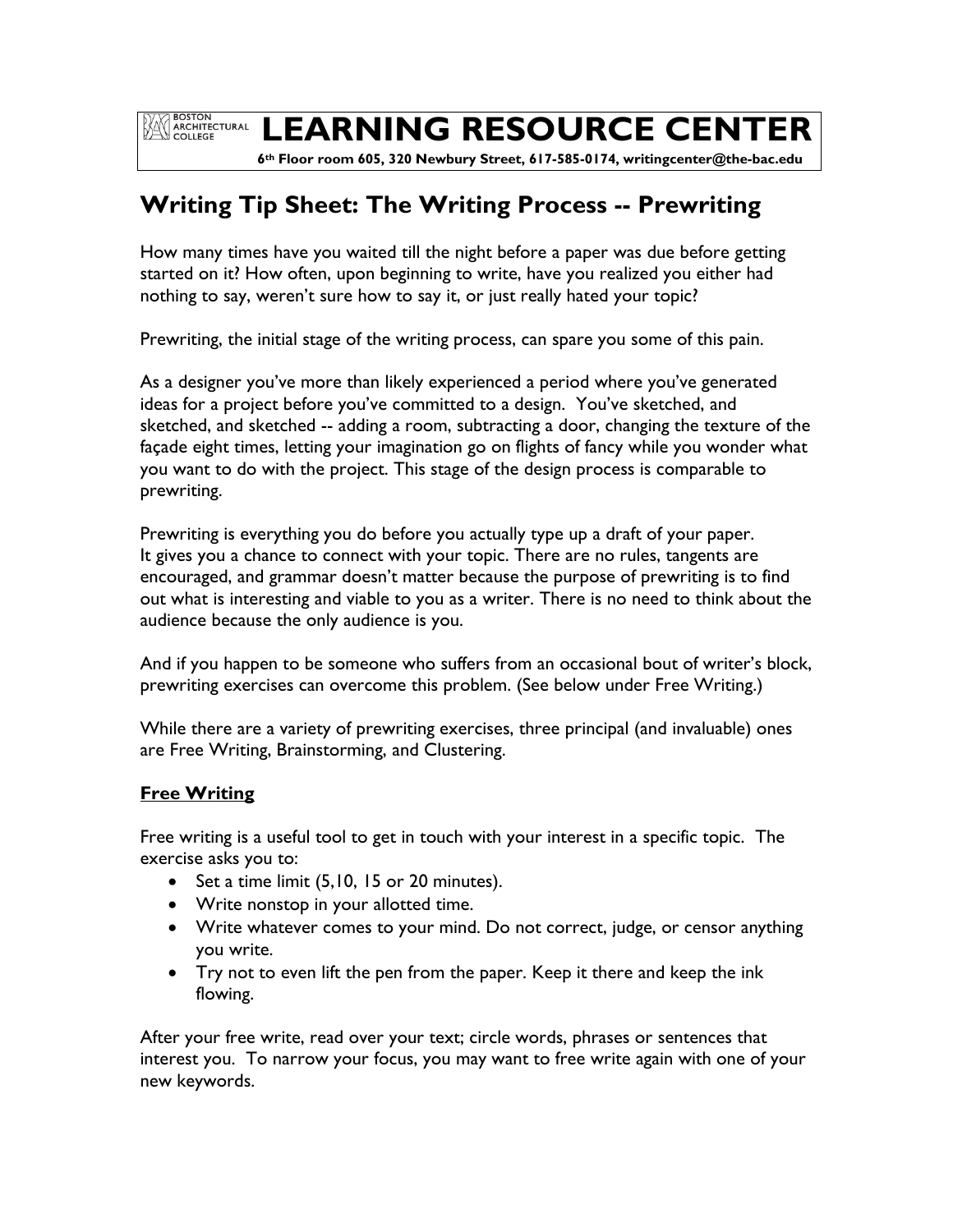BOSTON ARCHITECTURAL COLLEGE

# LEARNING RESOURCE CENTER

**6th Floor room 605, 320 Newbury Street, 617-585-0174, writingcenter@the-bac.edu**

## Writing Tip Sheet: The Writing Process -- Prewriting

How many times have you waited till the night before a paper was due before getting started on it? How often, upon beginning to write, have you realized you either had nothing to say, weren't sure how to say it, or just really hated your topic?

Prewriting, the initial stage of the writing process, can spare you some of this pain.

As a designer you've more than likely experienced a period where you've generated ideas for a project before you've committed to a design. You've sketched, and sketched, and sketched -- adding a room, subtracting a door, changing the texture of the façade eight times, letting your imagination go on flights of fancy while you wonder what you want to do with the project. This stage of the design process is comparable to prewriting.

Prewriting is everything you do before you actually type up a draft of your paper. It gives you a chance to connect with your topic. There are no rules, tangents are encouraged, and grammar doesn't matter because the purpose of prewriting is to find out what is interesting and viable to you as a writer. There is no need to think about the audience because the only audience is you.

And if you happen to be someone who suffers from an occasional bout of writer's block, prewriting exercises can overcome this problem. (See below under Free Writing.)

While there are a variety of prewriting exercises, three principal (and invaluable) ones are Free Writing, Brainstorming, and Clustering.

### Free Writing

Free writing is a useful tool to get in touch with your interest in a specific topic. The exercise asks you to:

- Set a time limit (5,10, 15 or 20 minutes).
- Write nonstop in your allotted time.
- Write whatever comes to your mind. Do not correct, judge, or censor anything you write.
- Try not to even lift the pen from the paper. Keep it there and keep the ink flowing.

After your free write, read over your text; circle words, phrases or sentences that interest you. To narrow your focus, you may want to free write again with one of your new keywords.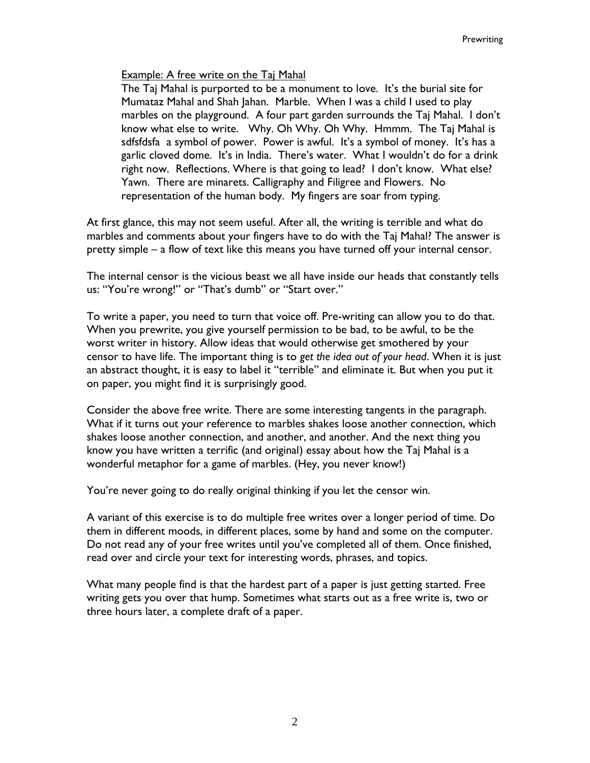Example: A free write on the Taj Mahal

The Taj Mahal is purported to be a monument to love. It's the burial site for Mumataz Mahal and Shah Jahan. Marble. When I was a child I used to play marbles on the playground. A four part garden surrounds the Taj Mahal. I don't know what else to write. Why. Oh Why. Oh Why. Hmmm. The Taj Mahal is sdfsfdsfa a symbol of power. Power is awful. It's a symbol of money. It's has a garlic cloved dome. It's in India. There's water. What I wouldn't do for a drink right now. Reflections. Where is that going to lead? I don't know. What else? Yawn. There are minarets. Calligraphy and Filigree and Flowers. No representation of the human body. My fingers are soar from typing.

At first glance, this may not seem useful. After all, the writing is terrible and what do marbles and comments about your fingers have to do with the Taj Mahal? The answer is pretty simple – a flow of text like this means you have turned off your internal censor.

The internal censor is the vicious beast we all have inside our heads that constantly tells us: "You're wrong!" or "That's dumb" or "Start over."

To write a paper, you need to turn that voice off. Pre-writing can allow you to do that. When you prewrite, you give yourself permission to be bad, to be awful, to be the worst writer in history. Allow ideas that would otherwise get smothered by your censor to have life. The important thing is to *get the idea out of your head*. When it is just an abstract thought, it is easy to label it "terrible" and eliminate it. But when you put it on paper, you might find it is surprisingly good.

Consider the above free write. There are some interesting tangents in the paragraph. What if it turns out your reference to marbles shakes loose another connection, which shakes loose another connection, and another, and another. And the next thing you know you have written a terrific (and original) essay about how the Taj Mahal is a wonderful metaphor for a game of marbles. (Hey, you never know!)

You're never going to do really original thinking if you let the censor win.

A variant of this exercise is to do multiple free writes over a longer period of time. Do them in different moods, in different places, some by hand and some on the computer. Do not read any of your free writes until you've completed all of them. Once finished, read over and circle your text for interesting words, phrases, and topics.

What many people find is that the hardest part of a paper is just getting started. Free writing gets you over that hump. Sometimes what starts out as a free write is, two or three hours later, a complete draft of a paper.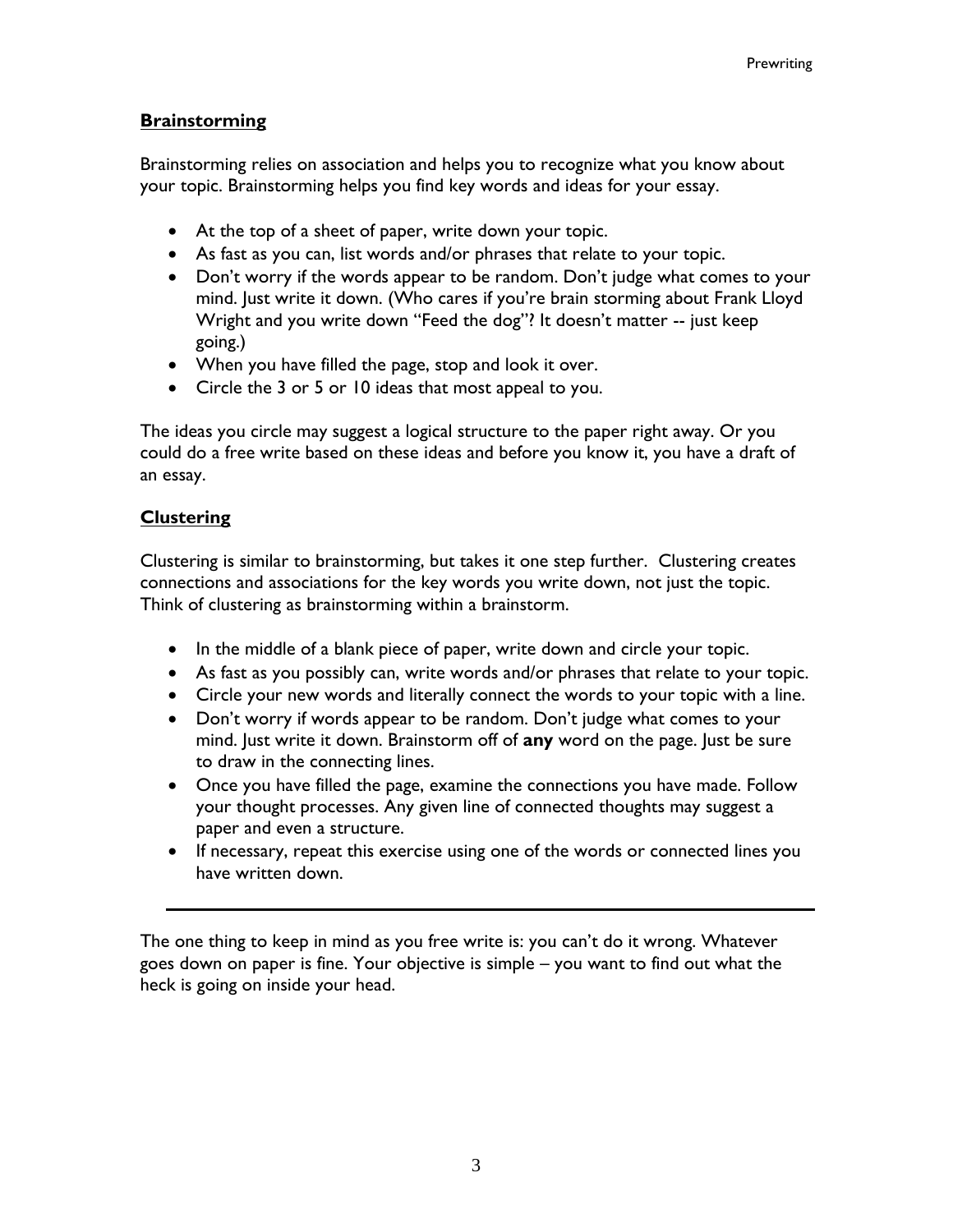## Brainstorming

Brainstorming relies on association and helps you to recognize what you know about your topic. Brainstorming helps you find key words and ideas for your essay.

- At the top of a sheet of paper, write down your topic.
- As fast as you can, list words and/or phrases that relate to your topic.
- Don't worry if the words appear to be random. Don't judge what comes to your mind. Just write it down. (Who cares if you're brain storming about Frank Lloyd Wright and you write down "Feed the dog"? It doesn't matter -- just keep going.)
- When you have filled the page, stop and look it over.
- Circle the 3 or 5 or 10 ideas that most appeal to you.

The ideas you circle may suggest a logical structure to the paper right away. Or you could do a free write based on these ideas and before you know it, you have a draft of an essay.

## Clustering

Clustering is similar to brainstorming, but takes it one step further. Clustering creates connections and associations for the key words you write down, not just the topic. Think of clustering as brainstorming within a brainstorm.

- In the middle of a blank piece of paper, write down and circle your topic.
- As fast as you possibly can, write words and/or phrases that relate to your topic.
- Circle your new words and literally connect the words to your topic with a line.
- Don't worry if words appear to be random. Don't judge what comes to your mind. Just write it down. Brainstorm off of **any** word on the page. Just be sure to draw in the connecting lines.
- Once you have filled the page, examine the connections you have made. Follow your thought processes. Any given line of connected thoughts may suggest a paper and even a structure.
- If necessary, repeat this exercise using one of the words or connected lines you have written down.

---

The one thing to keep in mind as you free write is: you can't do it wrong. Whatever goes down on paper is fine. Your objective is simple – you want to find out what the heck is going on inside your head.